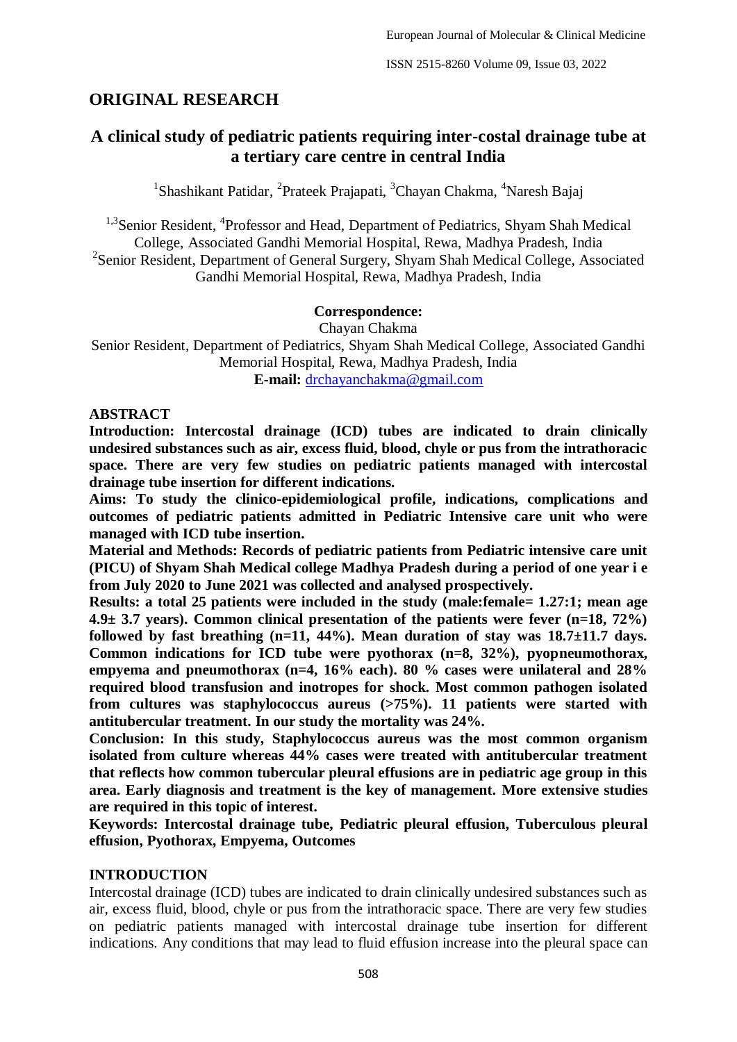## ORIGINAL RESEARCH

# A clinical study of pediatric patients requiring inter-costal drainage tube at a tertiary care centre in central India

[1]Shashikant Patidar, [2]Prateek Prajapati, [3]Chayan Chakma, [4]Naresh Bajaj

[1,3]Senior Resident, [4]Professor and Head, Department of Pediatrics, Shyam Shah Medical College, Associated Gandhi Memorial Hospital, Rewa, Madhya Pradesh, India
[2]Senior Resident, Department of General Surgery, Shyam Shah Medical College, Associated Gandhi Memorial Hospital, Rewa, Madhya Pradesh, India

**Correspondence:**
Chayan Chakma
Senior Resident, Department of Pediatrics, Shyam Shah Medical College, Associated Gandhi Memorial Hospital, Rewa, Madhya Pradesh, India
**E-mail:** drchayanchakma@gmail.com

## ABSTRACT

**Introduction: Intercostal drainage (ICD) tubes are indicated to drain clinically undesired substances such as air, excess fluid, blood, chyle or pus from the intrathoracic space. There are very few studies on pediatric patients managed with intercostal drainage tube insertion for different indications.**

**Aims: To study the clinico-epidemiological profile, indications, complications and outcomes of pediatric patients admitted in Pediatric Intensive care unit who were managed with ICD tube insertion.**

**Material and Methods: Records of pediatric patients from Pediatric intensive care unit (PICU) of Shyam Shah Medical college Madhya Pradesh during a period of one year i e from July 2020 to June 2021 was collected and analysed prospectively.**

**Results: a total 25 patients were included in the study (male:female= 1.27:1; mean age 4.9± 3.7 years). Common clinical presentation of the patients were fever (n=18, 72%) followed by fast breathing (n=11, 44%). Mean duration of stay was 18.7±11.7 days. Common indications for ICD tube were pyothorax (n=8, 32%), pyopneumothorax, empyema and pneumothorax (n=4, 16% each). 80 % cases were unilateral and 28% required blood transfusion and inotropes for shock. Most common pathogen isolated from cultures was staphylococcus aureus (>75%). 11 patients were started with antitubercular treatment. In our study the mortality was 24%.**

**Conclusion: In this study, Staphylococcus aureus was the most common organism isolated from culture whereas 44% cases were treated with antitubercular treatment that reflects how common tubercular pleural effusions are in pediatric age group in this area. Early diagnosis and treatment is the key of management. More extensive studies are required in this topic of interest.**

**Keywords: Intercostal drainage tube, Pediatric pleural effusion, Tuberculous pleural effusion, Pyothorax, Empyema, Outcomes**

## INTRODUCTION

Intercostal drainage (ICD) tubes are indicated to drain clinically undesired substances such as air, excess fluid, blood, chyle or pus from the intrathoracic space. There are very few studies on pediatric patients managed with intercostal drainage tube insertion for different indications. Any conditions that may lead to fluid effusion increase into the pleural space can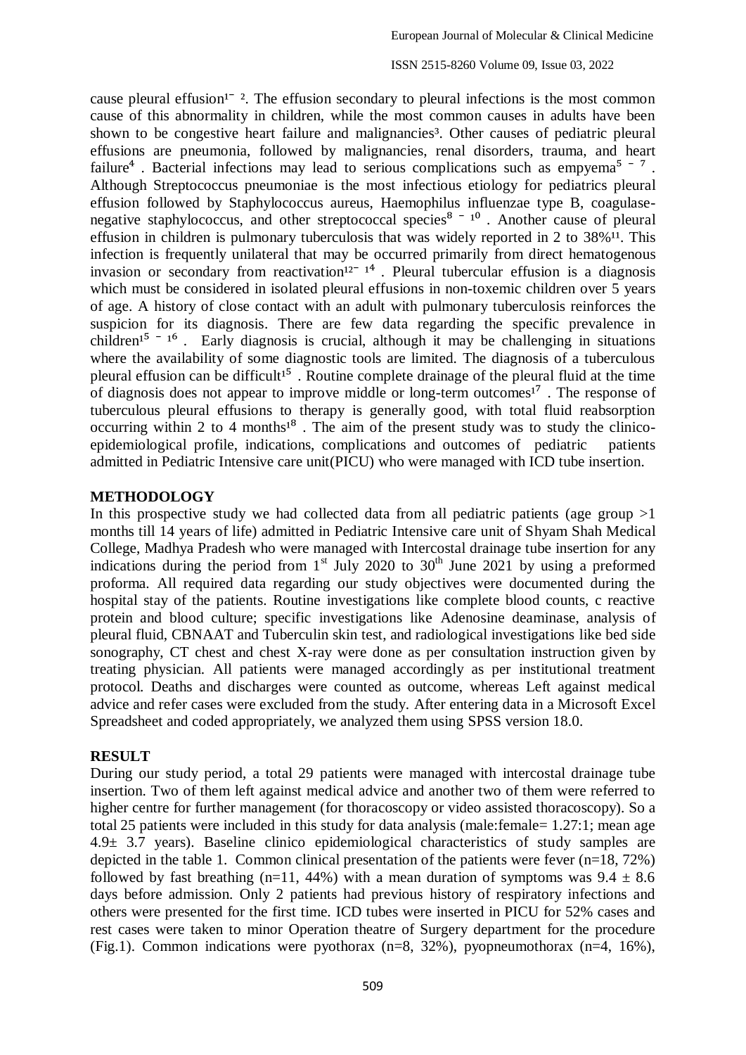cause pleural effusion[1-2]. The effusion secondary to pleural infections is the most common cause of this abnormality in children, while the most common causes in adults have been shown to be congestive heart failure and malignancies[3]. Other causes of pediatric pleural effusions are pneumonia, followed by malignancies, renal disorders, trauma, and heart failure[4]. Bacterial infections may lead to serious complications such as empyema[5-7]. Although Streptococcus pneumoniae is the most infectious etiology for pediatrics pleural effusion followed by Staphylococcus aureus, Haemophilus influenzae type B, coagulase-negative staphylococcus, and other streptococcal species[8-10]. Another cause of pleural effusion in children is pulmonary tuberculosis that was widely reported in 2 to 38%[11]. This infection is frequently unilateral that may be occurred primarily from direct hematogenous invasion or secondary from reactivation[12-14]. Pleural tubercular effusion is a diagnosis which must be considered in isolated pleural effusions in non-toxemic children over 5 years of age. A history of close contact with an adult with pulmonary tuberculosis reinforces the suspicion for its diagnosis. There are few data regarding the specific prevalence in children[15-16]. Early diagnosis is crucial, although it may be challenging in situations where the availability of some diagnostic tools are limited. The diagnosis of a tuberculous pleural effusion can be difficult[15]. Routine complete drainage of the pleural fluid at the time of diagnosis does not appear to improve middle or long-term outcomes[17]. The response of tuberculous pleural effusions to therapy is generally good, with total fluid reabsorption occurring within 2 to 4 months[18]. The aim of the present study was to study the clinico-epidemiological profile, indications, complications and outcomes of pediatric patients admitted in Pediatric Intensive care unit(PICU) who were managed with ICD tube insertion.

## METHODOLOGY

In this prospective study we had collected data from all pediatric patients (age group >1 months till 14 years of life) admitted in Pediatric Intensive care unit of Shyam Shah Medical College, Madhya Pradesh who were managed with Intercostal drainage tube insertion for any indications during the period from 1st July 2020 to 30th June 2021 by using a preformed proforma. All required data regarding our study objectives were documented during the hospital stay of the patients. Routine investigations like complete blood counts, c reactive protein and blood culture; specific investigations like Adenosine deaminase, analysis of pleural fluid, CBNAAT and Tuberculin skin test, and radiological investigations like bed side sonography, CT chest and chest X-ray were done as per consultation instruction given by treating physician. All patients were managed accordingly as per institutional treatment protocol. Deaths and discharges were counted as outcome, whereas Left against medical advice and refer cases were excluded from the study. After entering data in a Microsoft Excel Spreadsheet and coded appropriately, we analyzed them using SPSS version 18.0.

## RESULT

During our study period, a total 29 patients were managed with intercostal drainage tube insertion. Two of them left against medical advice and another two of them were referred to higher centre for further management (for thoracoscopy or video assisted thoracoscopy). So a total 25 patients were included in this study for data analysis (male:female= 1.27:1; mean age 4.9± 3.7 years). Baseline clinico epidemiological characteristics of study samples are depicted in the table 1. Common clinical presentation of the patients were fever (n=18, 72%) followed by fast breathing (n=11, 44%) with a mean duration of symptoms was $9.4 \pm 8.6$ days before admission. Only 2 patients had previous history of respiratory infections and others were presented for the first time. ICD tubes were inserted in PICU for 52% cases and rest cases were taken to minor Operation theatre of Surgery department for the procedure (Fig.1). Common indications were pyothorax (n=8, 32%), pyopneumothorax (n=4, 16%),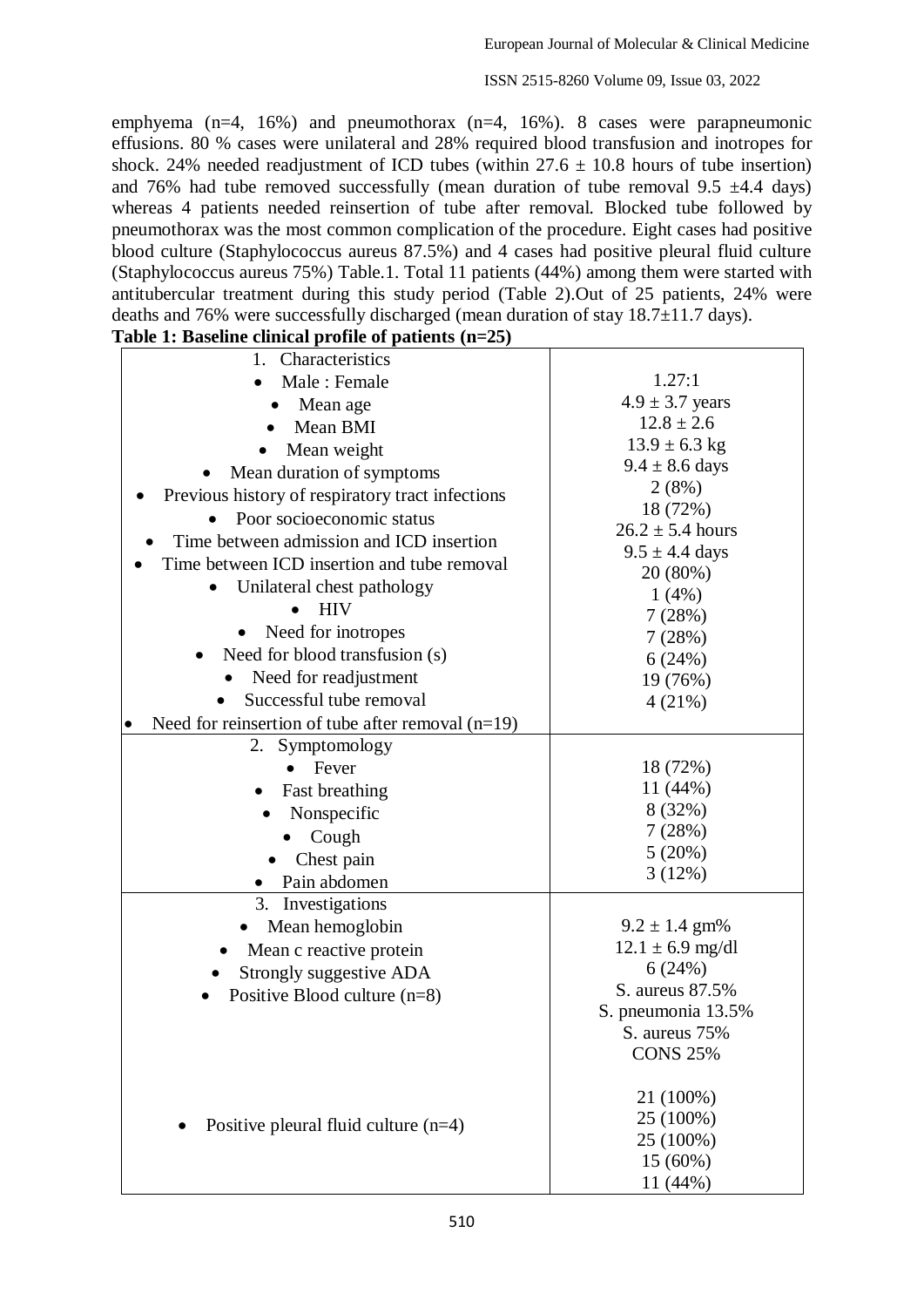emphyema (n=4, 16%) and pneumothorax (n=4, 16%). 8 cases were parapneumonic effusions. 80 % cases were unilateral and 28% required blood transfusion and inotropes for shock. 24% needed readjustment of ICD tubes (within 27.6 ± 10.8 hours of tube insertion) and 76% had tube removed successfully (mean duration of tube removal 9.5 ±4.4 days) whereas 4 patients needed reinsertion of tube after removal. Blocked tube followed by pneumothorax was the most common complication of the procedure. Eight cases had positive blood culture (Staphylococcus aureus 87.5%) and 4 cases had positive pleural fluid culture (Staphylococcus aureus 75%) Table.1. Total 11 patients (44%) among them were started with antitubercular treatment during this study period (Table 2).Out of 25 patients, 24% were deaths and 76% were successfully discharged (mean duration of stay 18.7±11.7 days).

**Table 1: Baseline clinical profile of patients (n=25)**

| | |
|---|---|
| 1. Characteristics | |
| • Male : Female | 1.27:1 |
| • Mean age | 4.9 ± 3.7 years |
| • Mean BMI | 12.8 ± 2.6 |
| • Mean weight | 13.9 ± 6.3 kg |
| • Mean duration of symptoms | 9.4 ± 8.6 days |
| • Previous history of respiratory tract infections | 2 (8%) |
| • Poor socioeconomic status | 18 (72%) |
| • Time between admission and ICD insertion | 26.2 ± 5.4 hours |
| • Time between ICD insertion and tube removal | 9.5 ± 4.4 days |
| • Unilateral chest pathology | 20 (80%) |
| • HIV | 1 (4%) |
| • Need for inotropes | 7 (28%) |
| • Need for blood transfusion (s) | 7 (28%) |
| • Need for readjustment | 6 (24%) |
| • Successful tube removal | 19 (76%) |
| • Need for reinsertion of tube after removal (n=19) | 4 (21%) |
| 2. Symptomology | |
| • Fever | 18 (72%) |
| • Fast breathing | 11 (44%) |
| • Nonspecific | 8 (32%) |
| • Cough | 7 (28%) |
| • Chest pain | 5 (20%) |
| • Pain abdomen | 3 (12%) |
| 3. Investigations | |
| • Mean hemoglobin | 9.2 ± 1.4 gm% |
| • Mean c reactive protein | 12.1 ± 6.9 mg/dl |
| • Strongly suggestive ADA | 6 (24%) |
| • Positive Blood culture (n=8) | S. aureus 87.5%<br>S. pneumonia 13.5% |
| | S. aureus 75%<br>CONS 25% |
| | 21 (100%) |
| • Positive pleural fluid culture (n=4) | 25 (100%) |
| | 25 (100%) |
| | 15 (60%) |
| | 11 (44%) |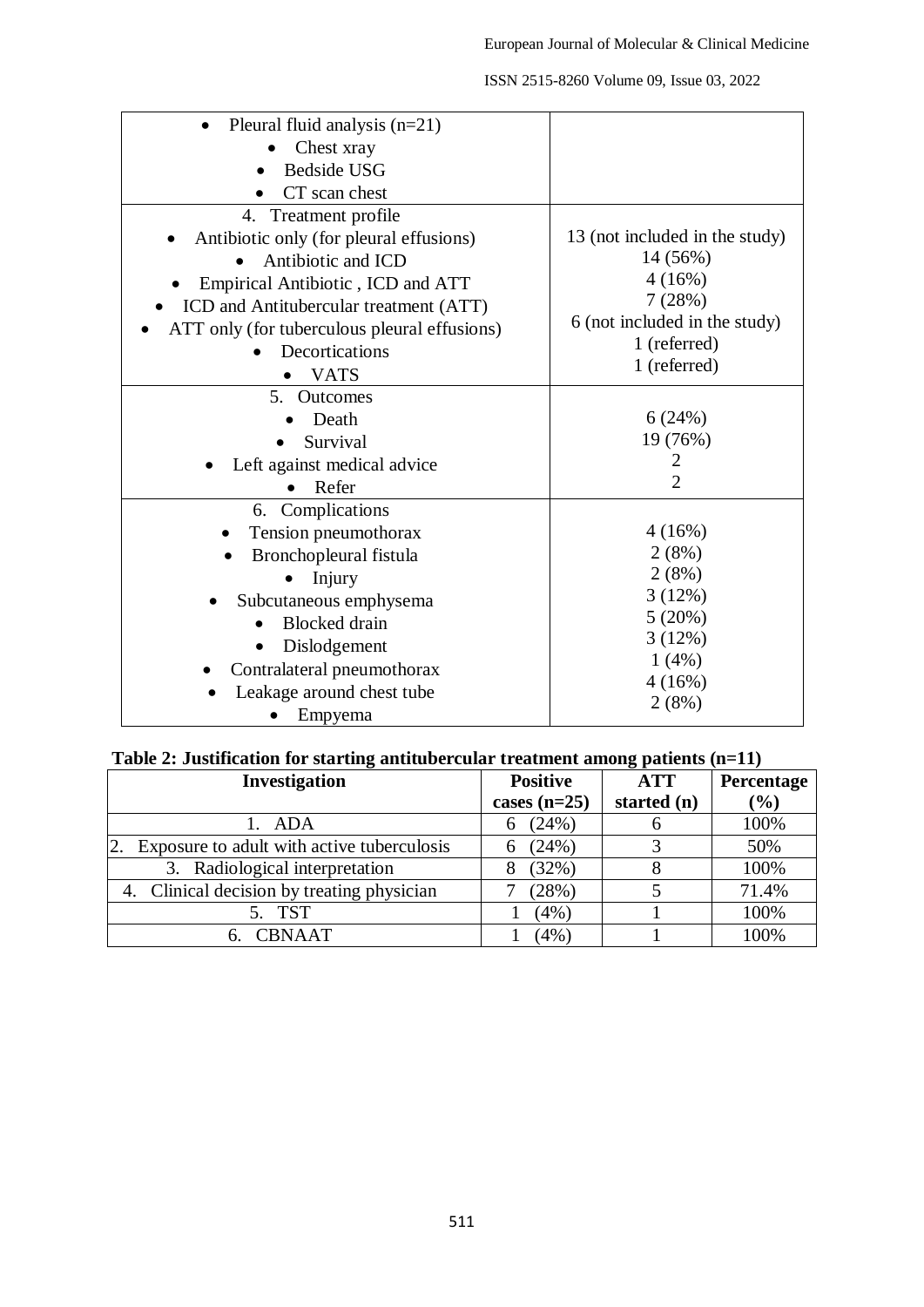| | |
|---|---|
| • Pleural fluid analysis (n=21)<br>• Chest xray<br>• Bedside USG<br>• CT scan chest | |
| 4. Treatment profile<br>• Antibiotic only (for pleural effusions)<br>• Antibiotic and ICD<br>• Empirical Antibiotic , ICD and ATT<br>• ICD and Antitubercular treatment (ATT)<br>• ATT only (for tuberculous pleural effusions)<br>• Decortications<br>• VATS | 13 (not included in the study)<br>14 (56%)<br>4 (16%)<br>7 (28%)<br>6 (not included in the study)<br>1 (referred)<br>1 (referred) |
| 5. Outcomes<br>• Death<br>• Survival<br>• Left against medical advice<br>• Refer | 6 (24%)<br>19 (76%)<br>2<br>2 |
| 6. Complications<br>• Tension pneumothorax<br>• Bronchopleural fistula<br>• Injury<br>• Subcutaneous emphysema<br>• Blocked drain<br>• Dislodgement<br>• Contralateral pneumothorax<br>• Leakage around chest tube<br>• Empyema | 4 (16%)<br>2 (8%)<br>2 (8%)<br>3 (12%)<br>5 (20%)<br>3 (12%)<br>1 (4%)<br>4 (16%)<br>2 (8%) |

**Table 2: Justification for starting antitubercular treatment among patients (n=11)**

| Investigation | Positive cases (n=25) | ATT started (n) | Percentage (%) |
|---|---|---|---|
| 1. ADA | 6 (24%) | 6 | 100% |
| 2. Exposure to adult with active tuberculosis | 6 (24%) | 3 | 50% |
| 3. Radiological interpretation | 8 (32%) | 8 | 100% |
| 4. Clinical decision by treating physician | 7 (28%) | 5 | 71.4% |
| 5. TST | 1 (4%) | 1 | 100% |
| 6. CBNAAT | 1 (4%) | 1 | 100% |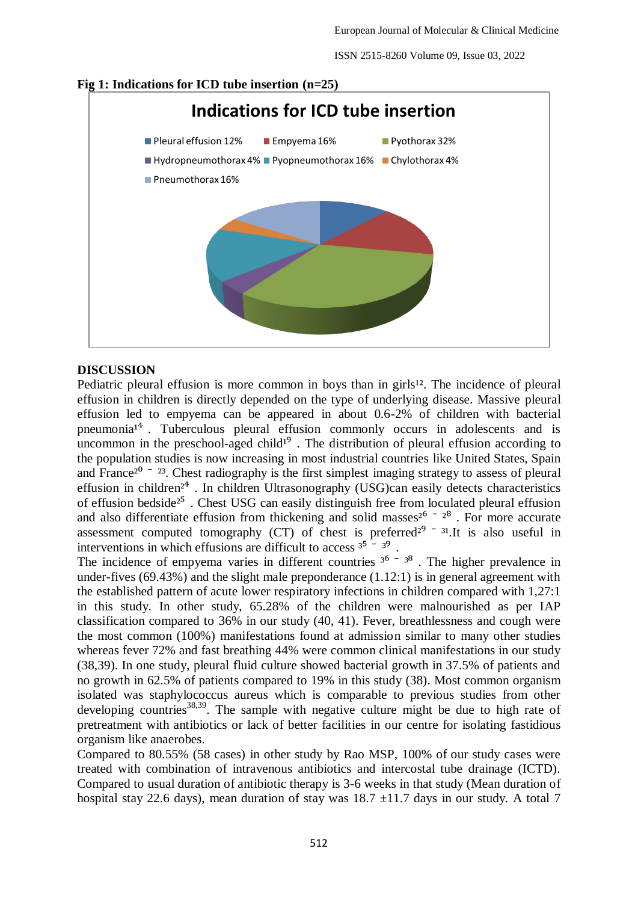**Fig 1: Indications for ICD tube insertion (n=25)**

Indications for ICD tube insertion

- Pleural effusion 12%
- Empyema 16%
- Pyothorax 32%
- Hydropneumothorax 4%
- Pyopneumothorax 16%
- Chylothorax 4%
- Pneumothorax 16%

**DISCUSSION**

Pediatric pleural effusion is more common in boys than in girls[12]. The incidence of pleural effusion in children is directly depended on the type of underlying disease. Massive pleural effusion led to empyema can be appeared in about 0.6-2% of children with bacterial pneumonia[14] . Tuberculous pleural effusion commonly occurs in adolescents and is uncommon in the preschool-aged child[19] . The distribution of pleural effusion according to the population studies is now increasing in most industrial countries like United States, Spain and France[20 – 23]. Chest radiography is the first simplest imaging strategy to assess of pleural effusion in children[24] . In children Ultrasonography (USG)can easily detects characteristics of effusion bedside[25] . Chest USG can easily distinguish free from loculated pleural effusion and also differentiate effusion from thickening and solid masses[26 – 28] . For more accurate assessment computed tomography (CT) of chest is preferred[29 – 31].It is also useful in interventions in which effusions are difficult to access [35 – 39] .

The incidence of empyema varies in different countries [36 – 38] . The higher prevalence in under-fives (69.43%) and the slight male preponderance (1.12:1) is in general agreement with the established pattern of acute lower respiratory infections in children compared with 1,27:1 in this study. In other study, 65.28% of the children were malnourished as per IAP classification compared to 36% in our study (40, 41). Fever, breathlessness and cough were the most common (100%) manifestations found at admission similar to many other studies whereas fever 72% and fast breathing 44% were common clinical manifestations in our study (38,39). In one study, pleural fluid culture showed bacterial growth in 37.5% of patients and no growth in 62.5% of patients compared to 19% in this study (38). Most common organism isolated was staphylococcus aureus which is comparable to previous studies from other developing countries[38,39]. The sample with negative culture might be due to high rate of pretreatment with antibiotics or lack of better facilities in our centre for isolating fastidious organism like anaerobes.

Compared to 80.55% (58 cases) in other study by Rao MSP, 100% of our study cases were treated with combination of intravenous antibiotics and intercostal tube drainage (ICTD). Compared to usual duration of antibiotic therapy is 3-6 weeks in that study (Mean duration of hospital stay 22.6 days), mean duration of stay was 18.7 ±11.7 days in our study. A total 7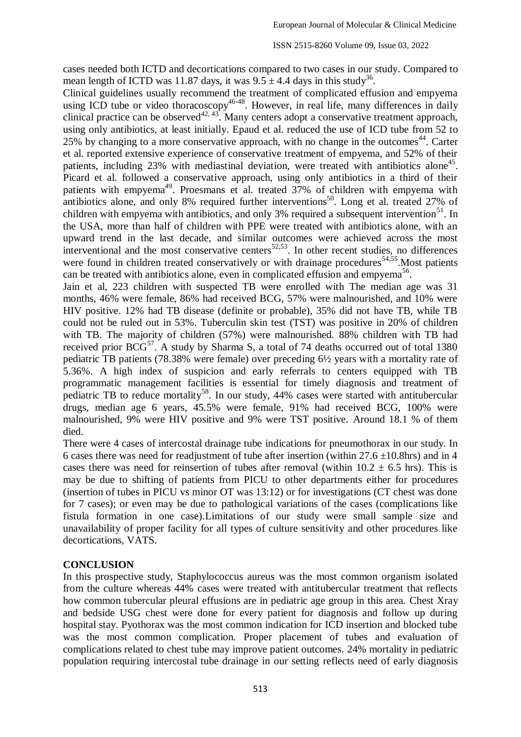cases needed both ICTD and decortications compared to two cases in our study. Compared to mean length of ICTD was 11.87 days, it was $9.5 \pm 4.4$ days in this study[36].

Clinical guidelines usually recommend the treatment of complicated effusion and empyema using ICD tube or video thoracoscopy[46-48]. However, in real life, many differences in daily clinical practice can be observed[42, 43]. Many centers adopt a conservative treatment approach, using only antibiotics, at least initially. Epaud et al. reduced the use of ICD tube from 52 to 25% by changing to a more conservative approach, with no change in the outcomes[44]. Carter et al. reported extensive experience of conservative treatment of empyema, and 52% of their patients, including 23% with mediastinal deviation, were treated with antibiotics alone[45]. Picard et al. followed a conservative approach, using only antibiotics in a third of their patients with empyema[49]. Proesmans et al. treated 37% of children with empyema with antibiotics alone, and only 8% required further interventions[50]. Long et al. treated 27% of children with empyema with antibiotics, and only 3% required a subsequent intervention[51]. In the USA, more than half of children with PPE were treated with antibiotics alone, with an upward trend in the last decade, and similar outcomes were achieved across the most interventional and the most conservative centers[52,53]. In other recent studies, no differences were found in children treated conservatively or with drainage procedures[54,55].Most patients can be treated with antibiotics alone, even in complicated effusion and empyema[56].

Jain et al, 223 children with suspected TB were enrolled with The median age was 31 months, 46% were female, 86% had received BCG, 57% were malnourished, and 10% were HIV positive. 12% had TB disease (definite or probable), 35% did not have TB, while TB could not be ruled out in 53%. Tuberculin skin test (TST) was positive in 20% of children with TB. The majority of children (57%) were malnourished. 88% children with TB had received prior BCG[57]. A study by Sharma S, a total of 74 deaths occurred out of total 1380 pediatric TB patients (78.38% were female) over preceding 6½ years with a mortality rate of 5.36%. A high index of suspicion and early referrals to centers equipped with TB programmatic management facilities is essential for timely diagnosis and treatment of pediatric TB to reduce mortality[58]. In our study, 44% cases were started with antitubercular drugs, median age 6 years, 45.5% were female, 91% had received BCG, 100% were malnourished, 9% were HIV positive and 9% were TST positive. Around 18.1 % of them died.

There were 4 cases of intercostal drainage tube indications for pneumothorax in our study. In 6 cases there was need for readjustment of tube after insertion (within $27.6 \pm 10.8$hrs) and in 4 cases there was need for reinsertion of tubes after removal (within $10.2 \pm 6.5$ hrs). This is may be due to shifting of patients from PICU to other departments either for procedures (insertion of tubes in PICU vs minor OT was 13:12) or for investigations (CT chest was done for 7 cases); or even may be due to pathological variations of the cases (complications like fistula formation in one case).Limitations of our study were small sample size and unavailability of proper facility for all types of culture sensitivity and other procedures like decortications, VATS.

## CONCLUSION

In this prospective study, Staphylococcus aureus was the most common organism isolated from the culture whereas 44% cases were treated with antitubercular treatment that reflects how common tubercular pleural effusions are in pediatric age group in this area. Chest Xray and bedside USG chest were done for every patient for diagnosis and follow up during hospital stay. Pyothorax was the most common indication for ICD insertion and blocked tube was the most common complication. Proper placement of tubes and evaluation of complications related to chest tube may improve patient outcomes. 24% mortality in pediatric population requiring intercostal tube drainage in our setting reflects need of early diagnosis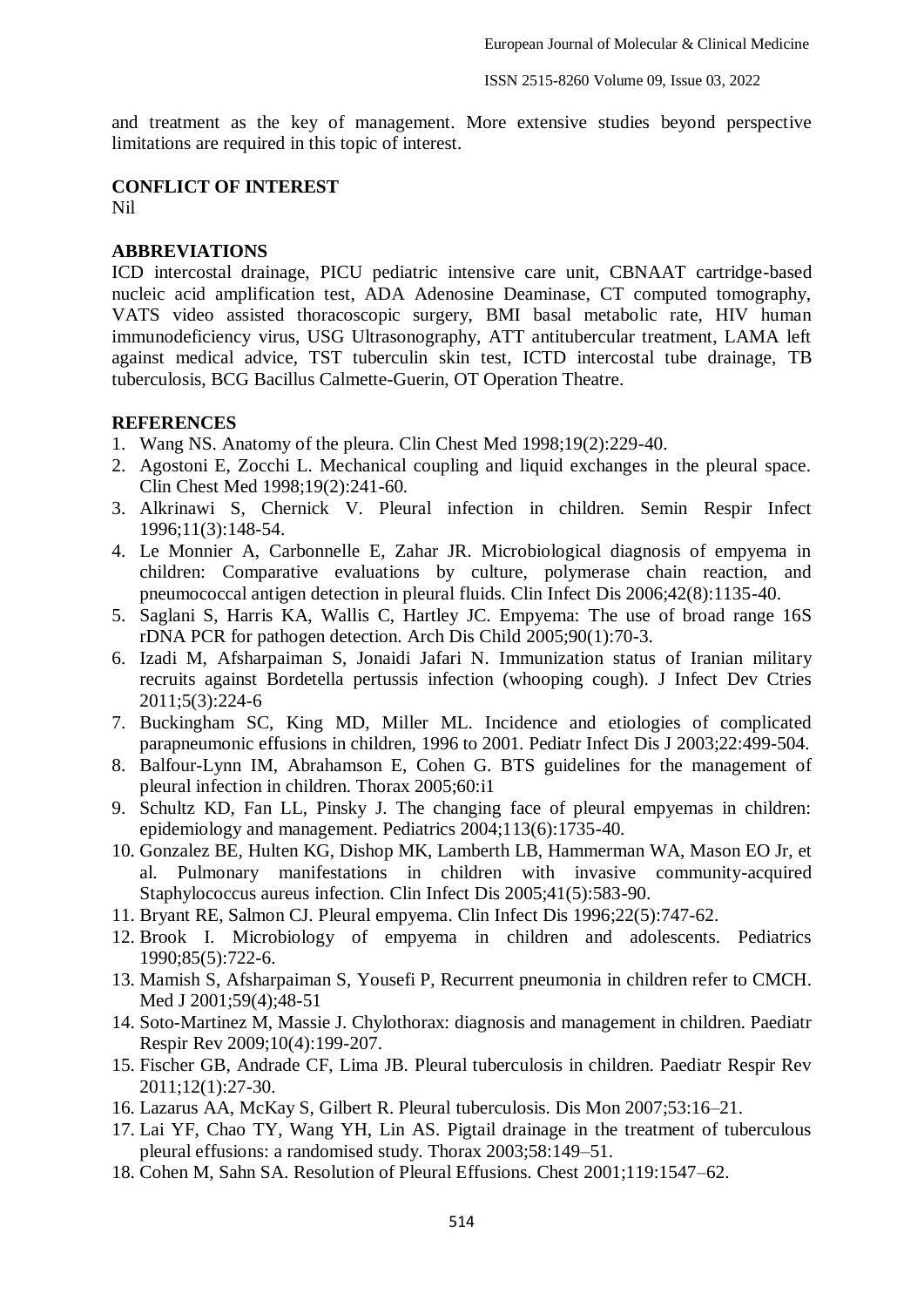and treatment as the key of management. More extensive studies beyond perspective limitations are required in this topic of interest.

## CONFLICT OF INTEREST

Nil

## ABBREVIATIONS

ICD intercostal drainage, PICU pediatric intensive care unit, CBNAAT cartridge-based nucleic acid amplification test, ADA Adenosine Deaminase, CT computed tomography, VATS video assisted thoracoscopic surgery, BMI basal metabolic rate, HIV human immunodeficiency virus, USG Ultrasonography, ATT antitubercular treatment, LAMA left against medical advice, TST tuberculin skin test, ICTD intercostal tube drainage, TB tuberculosis, BCG Bacillus Calmette-Guerin, OT Operation Theatre.

## REFERENCES

1. Wang NS. Anatomy of the pleura. Clin Chest Med 1998;19(2):229-40.
2. Agostoni E, Zocchi L. Mechanical coupling and liquid exchanges in the pleural space. Clin Chest Med 1998;19(2):241-60.
3. Alkrinawi S, Chernick V. Pleural infection in children. Semin Respir Infect 1996;11(3):148-54.
4. Le Monnier A, Carbonnelle E, Zahar JR. Microbiological diagnosis of empyema in children: Comparative evaluations by culture, polymerase chain reaction, and pneumococcal antigen detection in pleural fluids. Clin Infect Dis 2006;42(8):1135-40.
5. Saglani S, Harris KA, Wallis C, Hartley JC. Empyema: The use of broad range 16S rDNA PCR for pathogen detection. Arch Dis Child 2005;90(1):70-3.
6. Izadi M, Afsharpaiman S, Jonaidi Jafari N. Immunization status of Iranian military recruits against Bordetella pertussis infection (whooping cough). J Infect Dev Ctries 2011;5(3):224-6
7. Buckingham SC, King MD, Miller ML. Incidence and etiologies of complicated parapneumonic effusions in children, 1996 to 2001. Pediatr Infect Dis J 2003;22:499-504.
8. Balfour-Lynn IM, Abrahamson E, Cohen G. BTS guidelines for the management of pleural infection in children. Thorax 2005;60:i1
9. Schultz KD, Fan LL, Pinsky J. The changing face of pleural empyemas in children: epidemiology and management. Pediatrics 2004;113(6):1735-40.
10. Gonzalez BE, Hulten KG, Dishop MK, Lamberth LB, Hammerman WA, Mason EO Jr, et al. Pulmonary manifestations in children with invasive community-acquired Staphylococcus aureus infection. Clin Infect Dis 2005;41(5):583-90.
11. Bryant RE, Salmon CJ. Pleural empyema. Clin Infect Dis 1996;22(5):747-62.
12. Brook I. Microbiology of empyema in children and adolescents. Pediatrics 1990;85(5):722-6.
13. Mamish S, Afsharpaiman S, Yousefi P, Recurrent pneumonia in children refer to CMCH. Med J 2001;59(4);48-51
14. Soto-Martinez M, Massie J. Chylothorax: diagnosis and management in children. Paediatr Respir Rev 2009;10(4):199-207.
15. Fischer GB, Andrade CF, Lima JB. Pleural tuberculosis in children. Paediatr Respir Rev 2011;12(1):27-30.
16. Lazarus AA, McKay S, Gilbert R. Pleural tuberculosis. Dis Mon 2007;53:16–21.
17. Lai YF, Chao TY, Wang YH, Lin AS. Pigtail drainage in the treatment of tuberculous pleural effusions: a randomised study. Thorax 2003;58:149–51.
18. Cohen M, Sahn SA. Resolution of Pleural Effusions. Chest 2001;119:1547–62.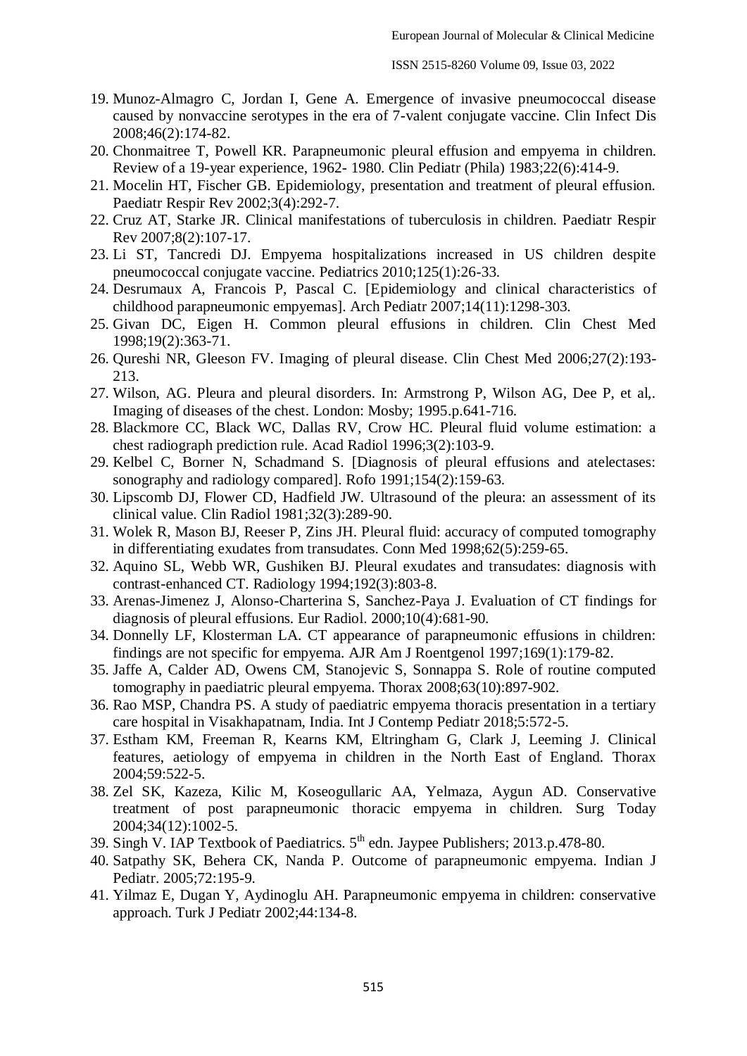19. Munoz-Almagro C, Jordan I, Gene A. Emergence of invasive pneumococcal disease caused by nonvaccine serotypes in the era of 7-valent conjugate vaccine. Clin Infect Dis 2008;46(2):174-82.
20. Chonmaitree T, Powell KR. Parapneumonic pleural effusion and empyema in children. Review of a 19-year experience, 1962- 1980. Clin Pediatr (Phila) 1983;22(6):414-9.
21. Mocelin HT, Fischer GB. Epidemiology, presentation and treatment of pleural effusion. Paediatr Respir Rev 2002;3(4):292-7.
22. Cruz AT, Starke JR. Clinical manifestations of tuberculosis in children. Paediatr Respir Rev 2007;8(2):107-17.
23. Li ST, Tancredi DJ. Empyema hospitalizations increased in US children despite pneumococcal conjugate vaccine. Pediatrics 2010;125(1):26-33.
24. Desrumaux A, Francois P, Pascal C. [Epidemiology and clinical characteristics of childhood parapneumonic empyemas]. Arch Pediatr 2007;14(11):1298-303.
25. Givan DC, Eigen H. Common pleural effusions in children. Clin Chest Med 1998;19(2):363-71.
26. Qureshi NR, Gleeson FV. Imaging of pleural disease. Clin Chest Med 2006;27(2):193-213.
27. Wilson, AG. Pleura and pleural disorders. In: Armstrong P, Wilson AG, Dee P, et al,. Imaging of diseases of the chest. London: Mosby; 1995.p.641-716.
28. Blackmore CC, Black WC, Dallas RV, Crow HC. Pleural fluid volume estimation: a chest radiograph prediction rule. Acad Radiol 1996;3(2):103-9.
29. Kelbel C, Borner N, Schadmand S. [Diagnosis of pleural effusions and atelectases: sonography and radiology compared]. Rofo 1991;154(2):159-63.
30. Lipscomb DJ, Flower CD, Hadfield JW. Ultrasound of the pleura: an assessment of its clinical value. Clin Radiol 1981;32(3):289-90.
31. Wolek R, Mason BJ, Reeser P, Zins JH. Pleural fluid: accuracy of computed tomography in differentiating exudates from transudates. Conn Med 1998;62(5):259-65.
32. Aquino SL, Webb WR, Gushiken BJ. Pleural exudates and transudates: diagnosis with contrast-enhanced CT. Radiology 1994;192(3):803-8.
33. Arenas-Jimenez J, Alonso-Charterina S, Sanchez-Paya J. Evaluation of CT findings for diagnosis of pleural effusions. Eur Radiol. 2000;10(4):681-90.
34. Donnelly LF, Klosterman LA. CT appearance of parapneumonic effusions in children: findings are not specific for empyema. AJR Am J Roentgenol 1997;169(1):179-82.
35. Jaffe A, Calder AD, Owens CM, Stanojevic S, Sonnappa S. Role of routine computed tomography in paediatric pleural empyema. Thorax 2008;63(10):897-902.
36. Rao MSP, Chandra PS. A study of paediatric empyema thoracis presentation in a tertiary care hospital in Visakhapatnam, India. Int J Contemp Pediatr 2018;5:572-5.
37. Estham KM, Freeman R, Kearns KM, Eltringham G, Clark J, Leeming J. Clinical features, aetiology of empyema in children in the North East of England. Thorax 2004;59:522-5.
38. Zel SK, Kazeza, Kilic M, Koseogullaric AA, Yelmaza, Aygun AD. Conservative treatment of post parapneumonic thoracic empyema in children. Surg Today 2004;34(12):1002-5.
39. Singh V. IAP Textbook of Paediatrics. 5th edn. Jaypee Publishers; 2013.p.478-80.
40. Satpathy SK, Behera CK, Nanda P. Outcome of parapneumonic empyema. Indian J Pediatr. 2005;72:195-9.
41. Yilmaz E, Dugan Y, Aydinoglu AH. Parapneumonic empyema in children: conservative approach. Turk J Pediatr 2002;44:134-8.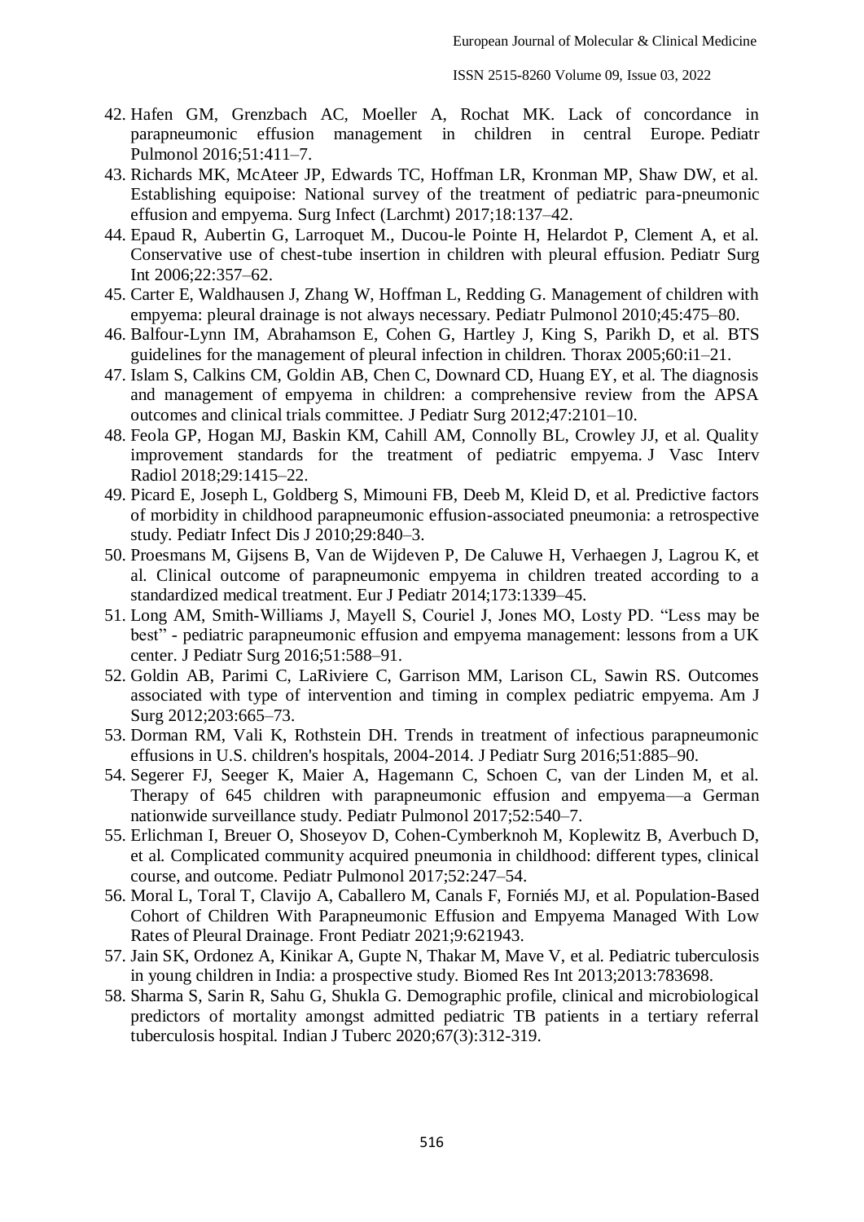42. Hafen GM, Grenzbach AC, Moeller A, Rochat MK. Lack of concordance in parapneumonic effusion management in children in central Europe. Pediatr Pulmonol 2016;51:411–7.
43. Richards MK, McAteer JP, Edwards TC, Hoffman LR, Kronman MP, Shaw DW, et al. Establishing equipoise: National survey of the treatment of pediatric para-pneumonic effusion and empyema. Surg Infect (Larchmt) 2017;18:137–42.
44. Epaud R, Aubertin G, Larroquet M., Ducou-le Pointe H, Helardot P, Clement A, et al. Conservative use of chest-tube insertion in children with pleural effusion. Pediatr Surg Int 2006;22:357–62.
45. Carter E, Waldhausen J, Zhang W, Hoffman L, Redding G. Management of children with empyema: pleural drainage is not always necessary. Pediatr Pulmonol 2010;45:475–80.
46. Balfour-Lynn IM, Abrahamson E, Cohen G, Hartley J, King S, Parikh D, et al. BTS guidelines for the management of pleural infection in children. Thorax 2005;60:i1–21.
47. Islam S, Calkins CM, Goldin AB, Chen C, Downard CD, Huang EY, et al. The diagnosis and management of empyema in children: a comprehensive review from the APSA outcomes and clinical trials committee. J Pediatr Surg 2012;47:2101–10.
48. Feola GP, Hogan MJ, Baskin KM, Cahill AM, Connolly BL, Crowley JJ, et al. Quality improvement standards for the treatment of pediatric empyema. J Vasc Interv Radiol 2018;29:1415–22.
49. Picard E, Joseph L, Goldberg S, Mimouni FB, Deeb M, Kleid D, et al. Predictive factors of morbidity in childhood parapneumonic effusion-associated pneumonia: a retrospective study. Pediatr Infect Dis J 2010;29:840–3.
50. Proesmans M, Gijsens B, Van de Wijdeven P, De Caluwe H, Verhaegen J, Lagrou K, et al. Clinical outcome of parapneumonic empyema in children treated according to a standardized medical treatment. Eur J Pediatr 2014;173:1339–45.
51. Long AM, Smith-Williams J, Mayell S, Couriel J, Jones MO, Losty PD. "Less may be best" - pediatric parapneumonic effusion and empyema management: lessons from a UK center. J Pediatr Surg 2016;51:588–91.
52. Goldin AB, Parimi C, LaRiviere C, Garrison MM, Larison CL, Sawin RS. Outcomes associated with type of intervention and timing in complex pediatric empyema. Am J Surg 2012;203:665–73.
53. Dorman RM, Vali K, Rothstein DH. Trends in treatment of infectious parapneumonic effusions in U.S. children's hospitals, 2004-2014. J Pediatr Surg 2016;51:885–90.
54. Segerer FJ, Seeger K, Maier A, Hagemann C, Schoen C, van der Linden M, et al. Therapy of 645 children with parapneumonic effusion and empyema—a German nationwide surveillance study. Pediatr Pulmonol 2017;52:540–7.
55. Erlichman I, Breuer O, Shoseyov D, Cohen-Cymberknoh M, Koplewitz B, Averbuch D, et al. Complicated community acquired pneumonia in childhood: different types, clinical course, and outcome. Pediatr Pulmonol 2017;52:247–54.
56. Moral L, Toral T, Clavijo A, Caballero M, Canals F, Forniés MJ, et al. Population-Based Cohort of Children With Parapneumonic Effusion and Empyema Managed With Low Rates of Pleural Drainage. Front Pediatr 2021;9:621943.
57. Jain SK, Ordonez A, Kinikar A, Gupte N, Thakar M, Mave V, et al. Pediatric tuberculosis in young children in India: a prospective study. Biomed Res Int 2013;2013:783698.
58. Sharma S, Sarin R, Sahu G, Shukla G. Demographic profile, clinical and microbiological predictors of mortality amongst admitted pediatric TB patients in a tertiary referral tuberculosis hospital. Indian J Tuberc 2020;67(3):312-319.